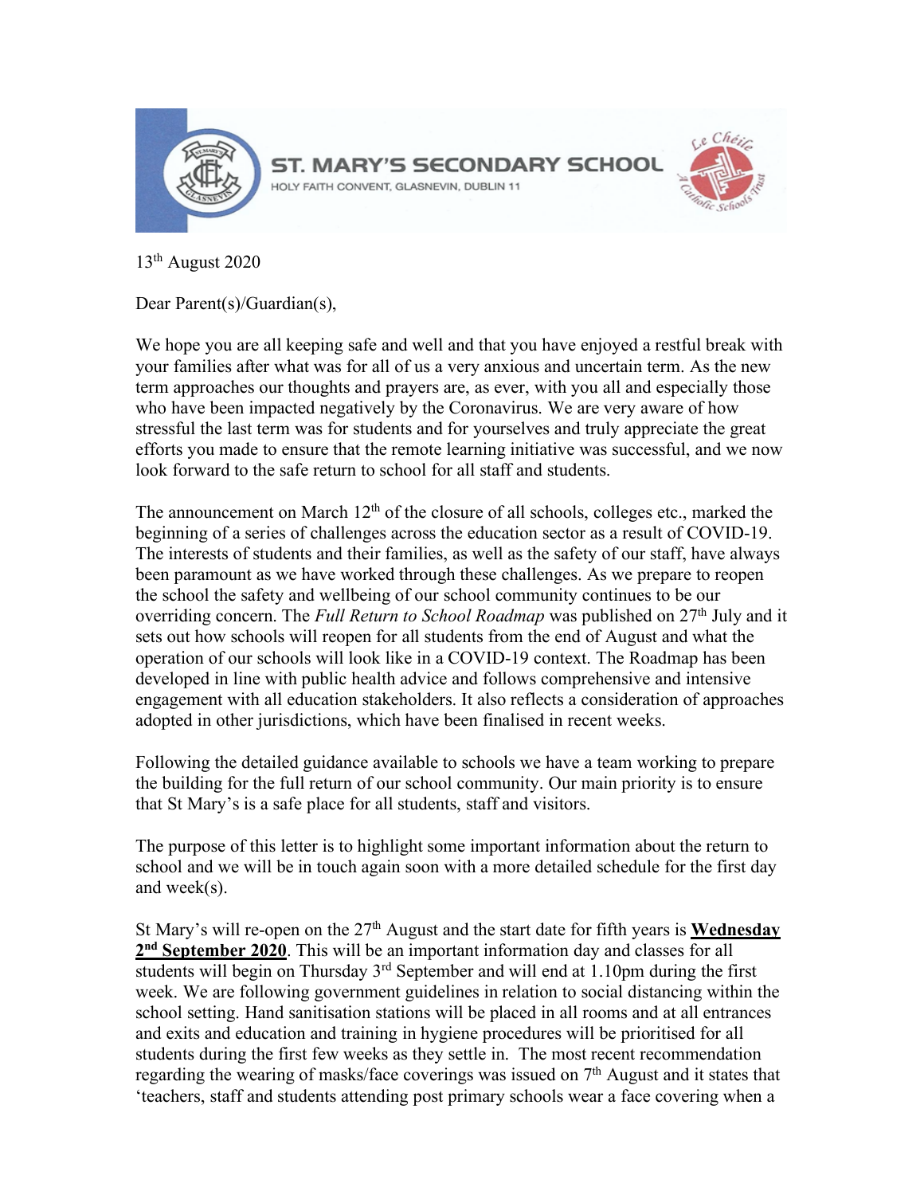ST. MARY'S SECONDARY SCHOOL

HOLY FAITH CONVENT, GLASNEVIN, DUBLIN 11

13th August 2020

Dear Parent(s)/Guardian(s),

We hope you are all keeping safe and well and that you have enjoyed a restful break with your families after what was for all of us a very anxious and uncertain term. As the new term approaches our thoughts and prayers are, as ever, with you all and especially those who have been impacted negatively by the Coronavirus. We are very aware of how stressful the last term was for students and for yourselves and truly appreciate the great efforts you made to ensure that the remote learning initiative was successful, and we now look forward to the safe return to school for all staff and students.

The announcement on March 12th of the closure of all schools, colleges etc., marked the beginning of a series of challenges across the education sector as a result of COVID-19. The interests of students and their families, as well as the safety of our staff, have always been paramount as we have worked through these challenges. As we prepare to reopen the school the safety and wellbeing of our school community continues to be our overriding concern. The *Full Return to School Roadmap* was published on 27th July and it sets out how schools will reopen for all students from the end of August and what the operation of our schools will look like in a COVID-19 context. The Roadmap has been developed in line with public health advice and follows comprehensive and intensive engagement with all education stakeholders. It also reflects a consideration of approaches adopted in other jurisdictions, which have been finalised in recent weeks.

Following the detailed guidance available to schools we have a team working to prepare the building for the full return of our school community. Our main priority is to ensure that St Mary's is a safe place for all students, staff and visitors.

The purpose of this letter is to highlight some important information about the return to school and we will be in touch again soon with a more detailed schedule for the first day and week(s).

St Mary's will re-open on the 27th August and the start date for fifth years is **Wednesday 2nd September 2020**. This will be an important information day and classes for all students will begin on Thursday 3rd September and will end at 1.10pm during the first week. We are following government guidelines in relation to social distancing within the school setting. Hand sanitisation stations will be placed in all rooms and at all entrances and exits and education and training in hygiene procedures will be prioritised for all students during the first few weeks as they settle in. The most recent recommendation regarding the wearing of masks/face coverings was issued on 7th August and it states that 'teachers, staff and students attending post primary schools wear a face covering when a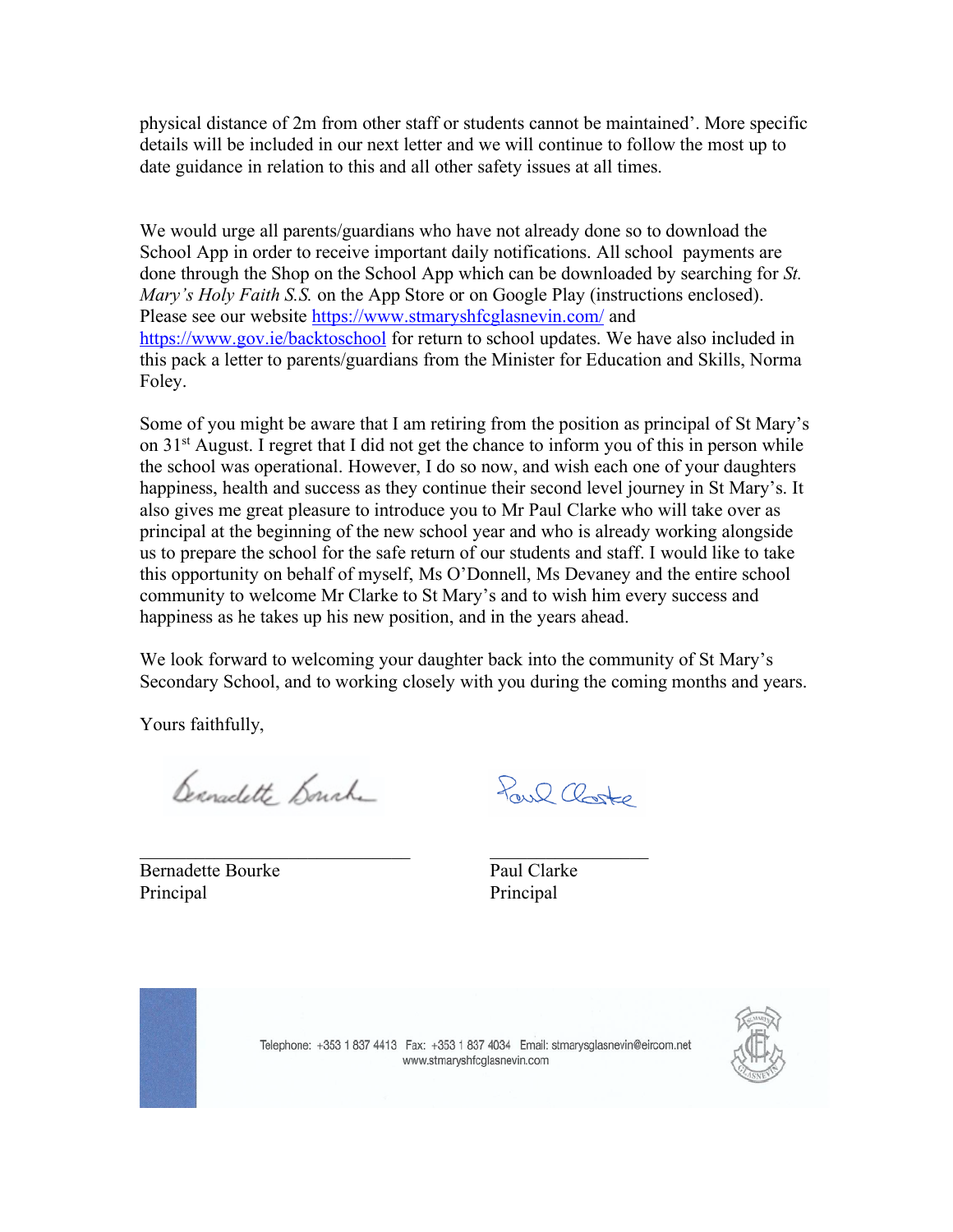physical distance of 2m from other staff or students cannot be maintained'. More specific details will be included in our next letter and we will continue to follow the most up to date guidance in relation to this and all other safety issues at all times.

We would urge all parents/guardians who have not already done so to download the School App in order to receive important daily notifications. All school payments are done through the Shop on the School App which can be downloaded by searching for *St. Mary's Holy Faith S.S.* on the App Store or on Google Play (instructions enclosed). Please see our website https://www.stmaryshfcglasnevin.com/ and https://www.gov.ie/backtoschool for return to school updates. We have also included in this pack a letter to parents/guardians from the Minister for Education and Skills, Norma Foley.

Some of you might be aware that I am retiring from the position as principal of St Mary's on 31st August. I regret that I did not get the chance to inform you of this in person while the school was operational. However, I do so now, and wish each one of your daughters happiness, health and success as they continue their second level journey in St Mary's. It also gives me great pleasure to introduce you to Mr Paul Clarke who will take over as principal at the beginning of the new school year and who is already working alongside us to prepare the school for the safe return of our students and staff. I would like to take this opportunity on behalf of myself, Ms O'Donnell, Ms Devaney and the entire school community to welcome Mr Clarke to St Mary's and to wish him every success and happiness as he takes up his new position, and in the years ahead.

We look forward to welcoming your daughter back into the community of St Mary's Secondary School, and to working closely with you during the coming months and years.

Yours faithfully,

Bernadette Bourke
Principal

Paul Clarke
Principal

Telephone: +353 1 837 4413 Fax: +353 1 837 4034 Email: stmarysglasnevin@eircom.net
www.stmaryshfcglasnevin.com